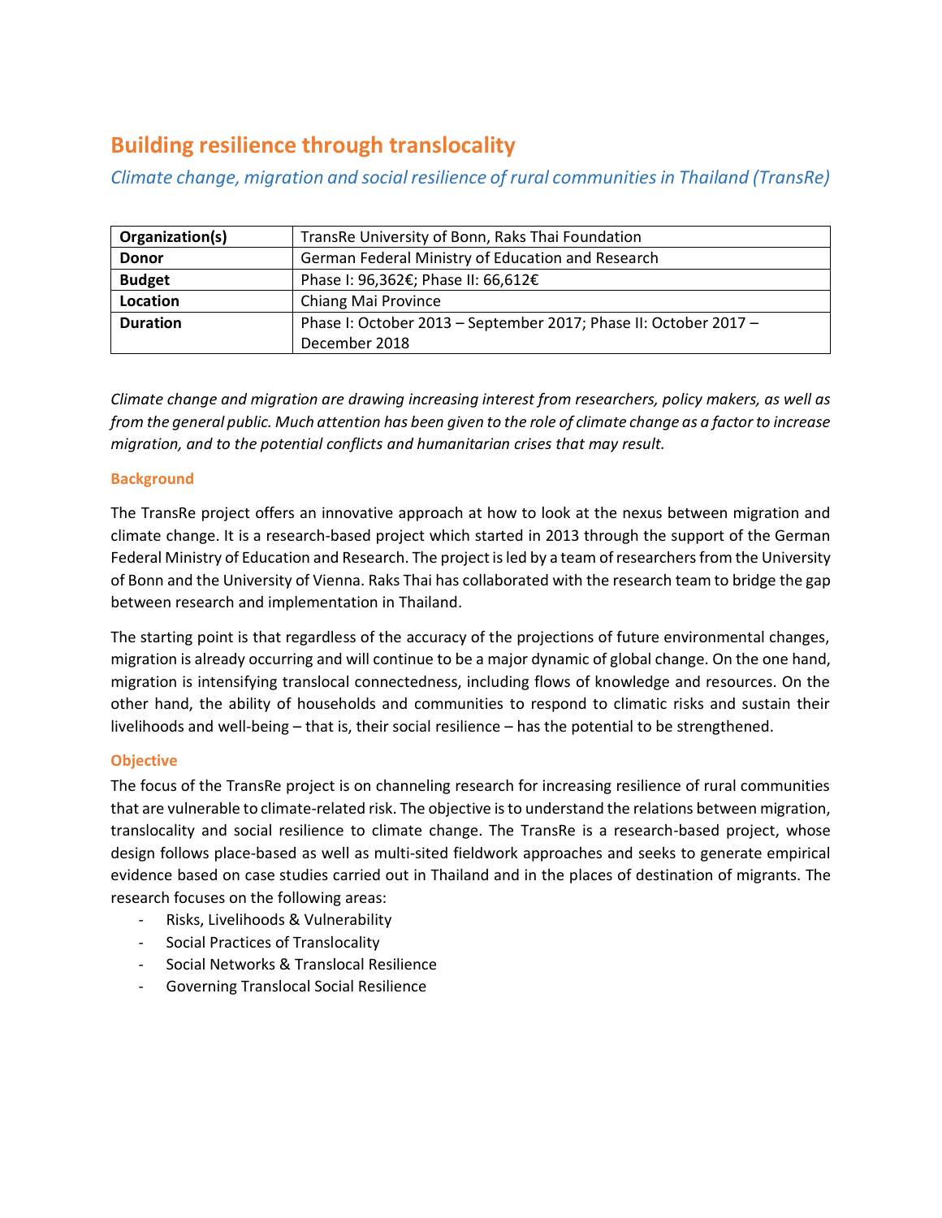# Building resilience through translocality

*Climate change, migration and social resilience of rural communities in Thailand (TransRe)*

| Organization(s) | TransRe University of Bonn, Raks Thai Foundation |
|---|---|
| **Donor** | German Federal Ministry of Education and Research |
| **Budget** | Phase I: 96,362€; Phase II: 66,612€ |
| **Location** | Chiang Mai Province |
| **Duration** | Phase I: October 2013 – September 2017; Phase II: October 2017 – December 2018 |

*Climate change and migration are drawing increasing interest from researchers, policy makers, as well as from the general public. Much attention has been given to the role of climate change as a factor to increase migration, and to the potential conflicts and humanitarian crises that may result.*

### Background

The TransRe project offers an innovative approach at how to look at the nexus between migration and climate change. It is a research-based project which started in 2013 through the support of the German Federal Ministry of Education and Research. The project is led by a team of researchers from the University of Bonn and the University of Vienna. Raks Thai has collaborated with the research team to bridge the gap between research and implementation in Thailand.

The starting point is that regardless of the accuracy of the projections of future environmental changes, migration is already occurring and will continue to be a major dynamic of global change. On the one hand, migration is intensifying translocal connectedness, including flows of knowledge and resources. On the other hand, the ability of households and communities to respond to climatic risks and sustain their livelihoods and well-being – that is, their social resilience – has the potential to be strengthened.

### Objective

The focus of the TransRe project is on channeling research for increasing resilience of rural communities that are vulnerable to climate-related risk. The objective is to understand the relations between migration, translocality and social resilience to climate change. The TransRe is a research-based project, whose design follows place-based as well as multi-sited fieldwork approaches and seeks to generate empirical evidence based on case studies carried out in Thailand and in the places of destination of migrants. The research focuses on the following areas:

- Risks, Livelihoods & Vulnerability
- Social Practices of Translocality
- Social Networks & Translocal Resilience
- Governing Translocal Social Resilience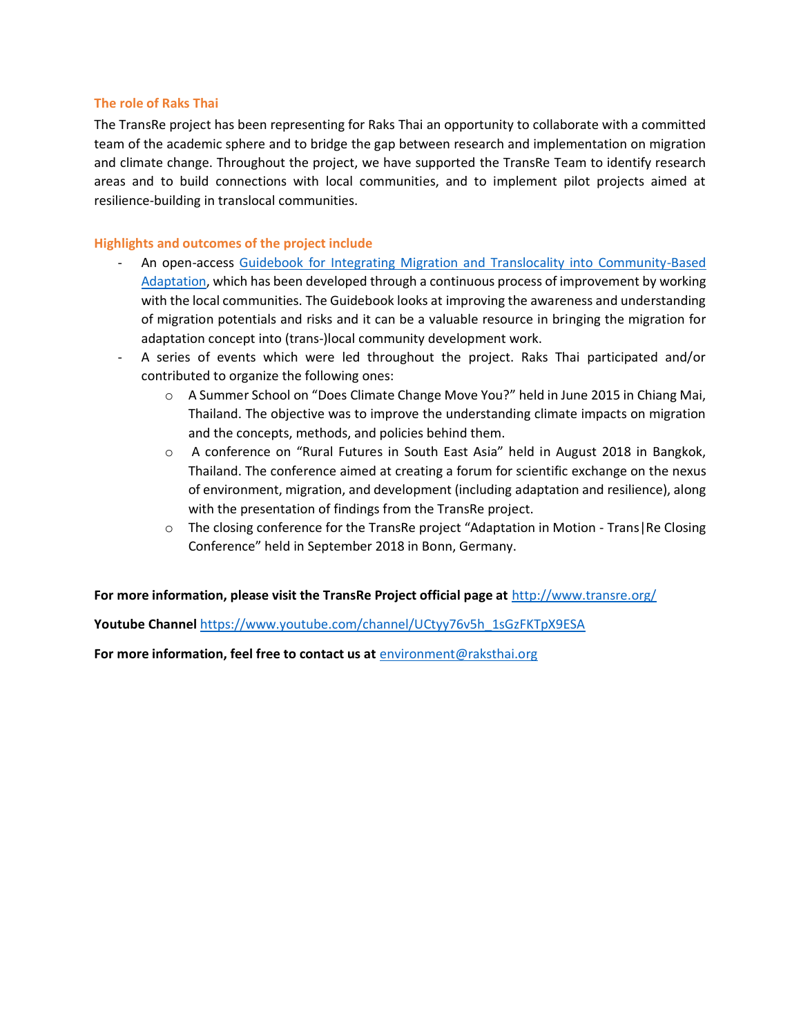## The role of Raks Thai

The TransRe project has been representing for Raks Thai an opportunity to collaborate with a committed team of the academic sphere and to bridge the gap between research and implementation on migration and climate change. Throughout the project, we have supported the TransRe Team to identify research areas and to build connections with local communities, and to implement pilot projects aimed at resilience-building in translocal communities.

## Highlights and outcomes of the project include

- An open-access [Guidebook for Integrating Migration and Translocality into Community-Based Adaptation](), which has been developed through a continuous process of improvement by working with the local communities. The Guidebook looks at improving the awareness and understanding of migration potentials and risks and it can be a valuable resource in bringing the migration for adaptation concept into (trans-)local community development work.
- A series of events which were led throughout the project. Raks Thai participated and/or contributed to organize the following ones:
  - A Summer School on "Does Climate Change Move You?" held in June 2015 in Chiang Mai, Thailand. The objective was to improve the understanding climate impacts on migration and the concepts, methods, and policies behind them.
  - A conference on "Rural Futures in South East Asia" held in August 2018 in Bangkok, Thailand. The conference aimed at creating a forum for scientific exchange on the nexus of environment, migration, and development (including adaptation and resilience), along with the presentation of findings from the TransRe project.
  - The closing conference for the TransRe project "Adaptation in Motion - Trans|Re Closing Conference" held in September 2018 in Bonn, Germany.

**For more information, please visit the TransRe Project official page at** [http://www.transre.org/](http://www.transre.org/)

**Youtube Channel** [https://www.youtube.com/channel/UCtyy76v5h_1sGzFKTpX9ESA](https://www.youtube.com/channel/UCtyy76v5h_1sGzFKTpX9ESA)

**For more information, feel free to contact us at** [environment@raksthai.org](mailto:environment@raksthai.org)